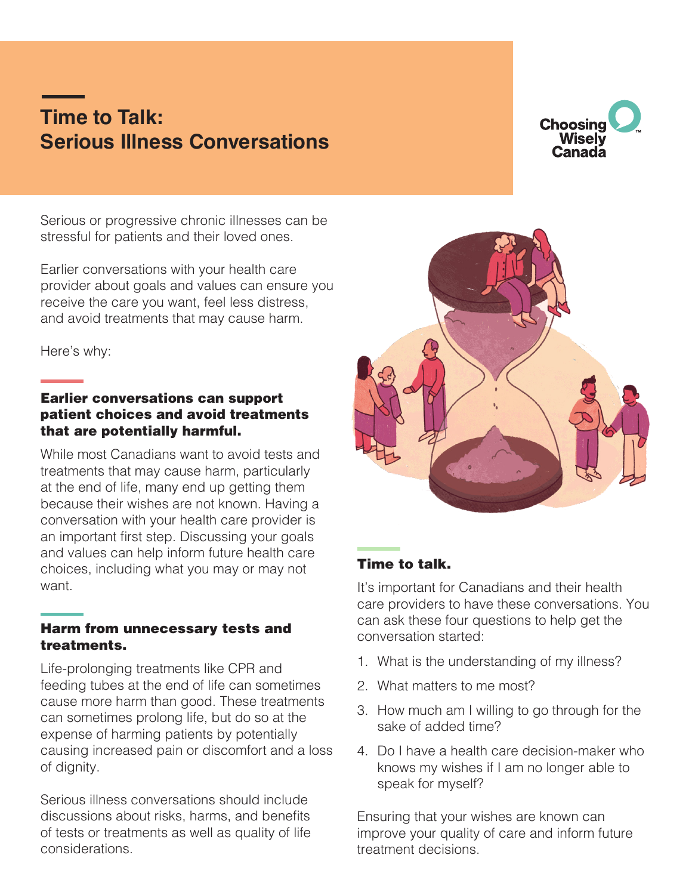# Time to Talk: Serious Illness Conversations

Choosing Wisely Canada

Serious or progressive chronic illnesses can be stressful for patients and their loved ones.

Earlier conversations with your health care provider about goals and values can ensure you receive the care you want, feel less distress, and avoid treatments that may cause harm.

Here's why:

## Earlier conversations can support patient choices and avoid treatments that are potentially harmful.

While most Canadians want to avoid tests and treatments that may cause harm, particularly at the end of life, many end up getting them because their wishes are not known. Having a conversation with your health care provider is an important first step. Discussing your goals and values can help inform future health care choices, including what you may or may not want.

## Harm from unnecessary tests and treatments.

Life-prolonging treatments like CPR and feeding tubes at the end of life can sometimes cause more harm than good. These treatments can sometimes prolong life, but do so at the expense of harming patients by potentially causing increased pain or discomfort and a loss of dignity.

Serious illness conversations should include discussions about risks, harms, and benefits of tests or treatments as well as quality of life considerations.

## Time to talk.

It's important for Canadians and their health care providers to have these conversations. You can ask these four questions to help get the conversation started:

1. What is the understanding of my illness?
2. What matters to me most?
3. How much am I willing to go through for the sake of added time?
4. Do I have a health care decision-maker who knows my wishes if I am no longer able to speak for myself?

Ensuring that your wishes are known can improve your quality of care and inform future treatment decisions.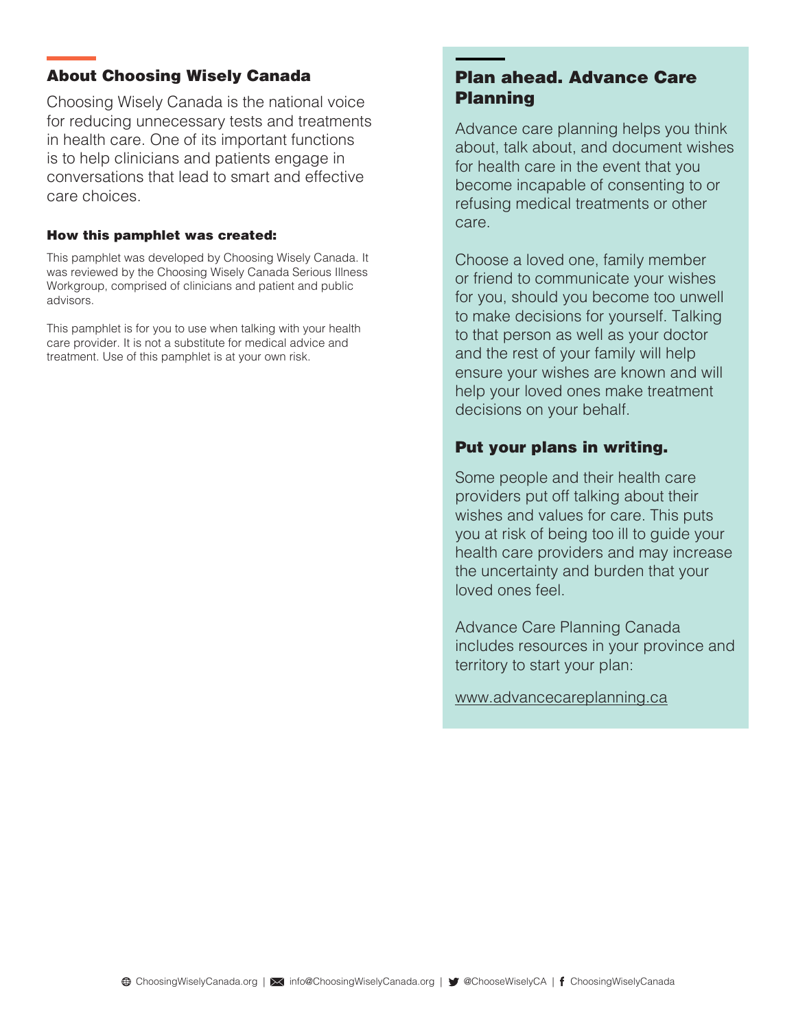## About Choosing Wisely Canada

Choosing Wisely Canada is the national voice for reducing unnecessary tests and treatments in health care. One of its important functions is to help clinicians and patients engage in conversations that lead to smart and effective care choices.

### How this pamphlet was created:

This pamphlet was developed by Choosing Wisely Canada. It was reviewed by the Choosing Wisely Canada Serious Illness Workgroup, comprised of clinicians and patient and public advisors.

This pamphlet is for you to use when talking with your health care provider. It is not a substitute for medical advice and treatment. Use of this pamphlet is at your own risk.

## Plan ahead. Advance Care Planning

Advance care planning helps you think about, talk about, and document wishes for health care in the event that you become incapable of consenting to or refusing medical treatments or other care.

Choose a loved one, family member or friend to communicate your wishes for you, should you become too unwell to make decisions for yourself. Talking to that person as well as your doctor and the rest of your family will help ensure your wishes are known and will help your loved ones make treatment decisions on your behalf.

### Put your plans in writing.

Some people and their health care providers put off talking about their wishes and values for care. This puts you at risk of being too ill to guide your health care providers and may increase the uncertainty and burden that your loved ones feel.

Advance Care Planning Canada includes resources in your province and territory to start your plan:

www.advancecareplanning.ca

ChoosingWiselyCanada.org | info@ChoosingWiselyCanada.org | @ChooseWiselyCA | ChoosingWiselyCanada